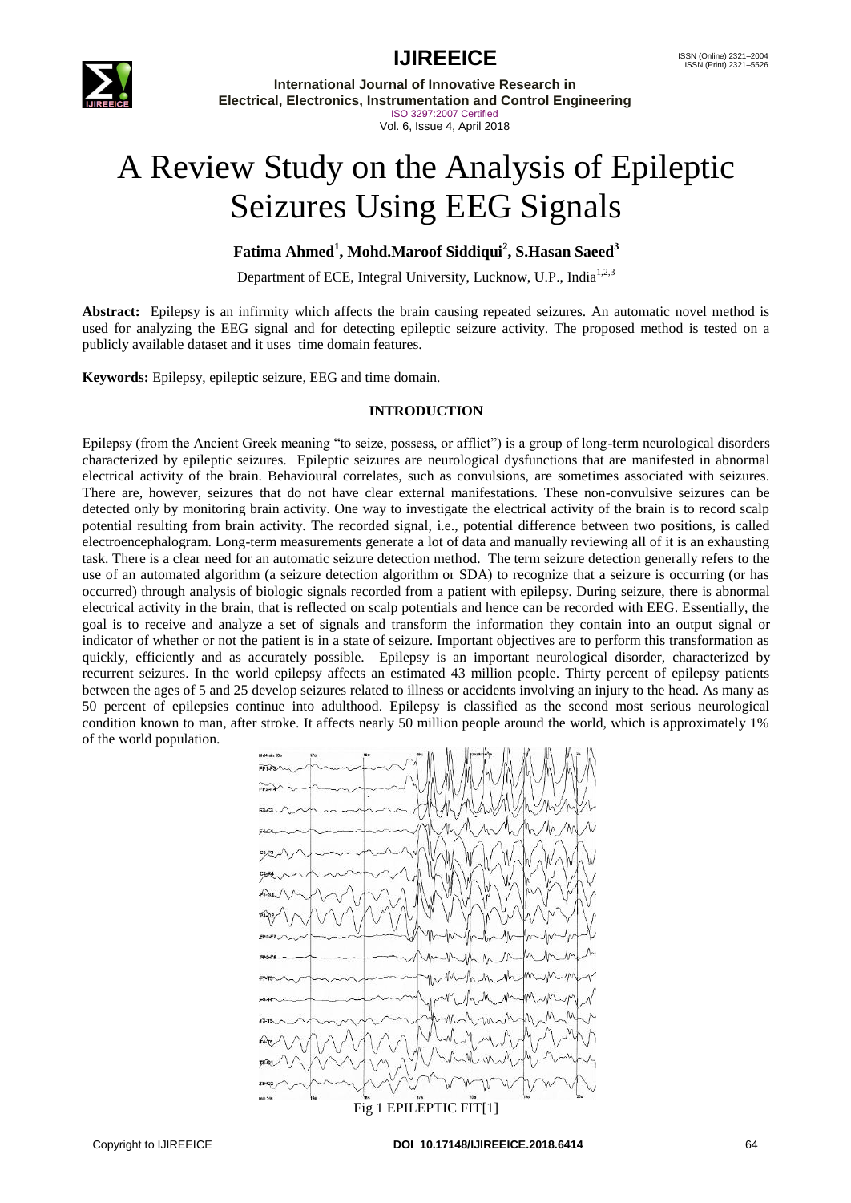# A Review Study on the Analysis of Epileptic Seizures Using EEG Signals

**Fatima Ahmed[1], Mohd.Maroof Siddiqui[2], S.Hasan Saeed[3]**

Department of ECE, Integral University, Lucknow, U.P., India[1,2,3]

**Abstract:** Epilepsy is an infirmity which affects the brain causing repeated seizures. An automatic novel method is used for analyzing the EEG signal and for detecting epileptic seizure activity. The proposed method is tested on a publicly available dataset and it uses time domain features.

**Keywords:** Epilepsy, epileptic seizure, EEG and time domain.

## INTRODUCTION

Epilepsy (from the Ancient Greek meaning "to seize, possess, or afflict") is a group of long-term neurological disorders characterized by epileptic seizures. Epileptic seizures are neurological dysfunctions that are manifested in abnormal electrical activity of the brain. Behavioural correlates, such as convulsions, are sometimes associated with seizures. There are, however, seizures that do not have clear external manifestations. These non-convulsive seizures can be detected only by monitoring brain activity. One way to investigate the electrical activity of the brain is to record scalp potential resulting from brain activity. The recorded signal, i.e., potential difference between two positions, is called electroencephalogram. Long-term measurements generate a lot of data and manually reviewing all of it is an exhausting task. There is a clear need for an automatic seizure detection method. The term seizure detection generally refers to the use of an automated algorithm (a seizure detection algorithm or SDA) to recognize that a seizure is occurring (or has occurred) through analysis of biologic signals recorded from a patient with epilepsy. During seizure, there is abnormal electrical activity in the brain, that is reflected on scalp potentials and hence can be recorded with EEG. Essentially, the goal is to receive and analyze a set of signals and transform the information they contain into an output signal or indicator of whether or not the patient is in a state of seizure. Important objectives are to perform this transformation as quickly, efficiently and as accurately possible. Epilepsy is an important neurological disorder, characterized by recurrent seizures. In the world epilepsy affects an estimated 43 million people. Thirty percent of epilepsy patients between the ages of 5 and 25 develop seizures related to illness or accidents involving an injury to the head. As many as 50 percent of epilepsies continue into adulthood. Epilepsy is classified as the second most serious neurological condition known to man, after stroke. It affects nearly 50 million people around the world, which is approximately 1% of the world population.

Fig 1 EPILEPTIC FIT[1]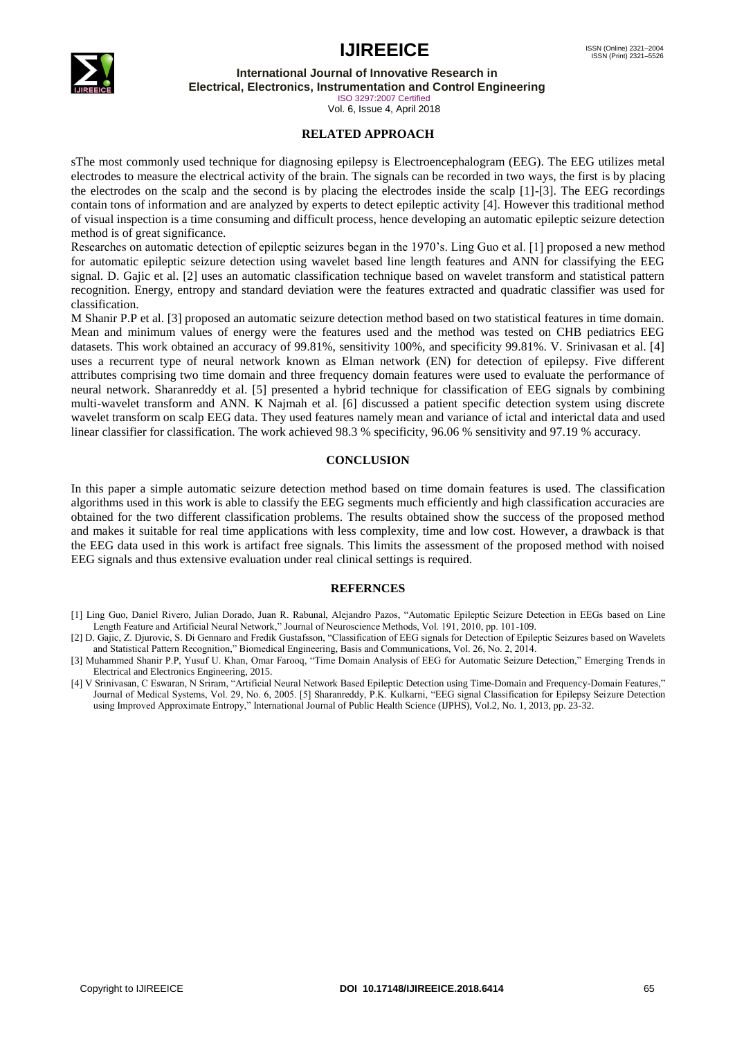## RELATED APPROACH

sThe most commonly used technique for diagnosing epilepsy is Electroencephalogram (EEG). The EEG utilizes metal electrodes to measure the electrical activity of the brain. The signals can be recorded in two ways, the first is by placing the electrodes on the scalp and the second is by placing the electrodes inside the scalp [1]-[3]. The EEG recordings contain tons of information and are analyzed by experts to detect epileptic activity [4]. However this traditional method of visual inspection is a time consuming and difficult process, hence developing an automatic epileptic seizure detection method is of great significance.

Researches on automatic detection of epileptic seizures began in the 1970's. Ling Guo et al. [1] proposed a new method for automatic epileptic seizure detection using wavelet based line length features and ANN for classifying the EEG signal. D. Gajic et al. [2] uses an automatic classification technique based on wavelet transform and statistical pattern recognition. Energy, entropy and standard deviation were the features extracted and quadratic classifier was used for classification.

M Shanir P.P et al. [3] proposed an automatic seizure detection method based on two statistical features in time domain. Mean and minimum values of energy were the features used and the method was tested on CHB pediatrics EEG datasets. This work obtained an accuracy of 99.81%, sensitivity 100%, and specificity 99.81%. V. Srinivasan et al. [4] uses a recurrent type of neural network known as Elman network (EN) for detection of epilepsy. Five different attributes comprising two time domain and three frequency domain features were used to evaluate the performance of neural network. Sharanreddy et al. [5] presented a hybrid technique for classification of EEG signals by combining multi-wavelet transform and ANN. K Najmah et al. [6] discussed a patient specific detection system using discrete wavelet transform on scalp EEG data. They used features namely mean and variance of ictal and interictal data and used linear classifier for classification. The work achieved 98.3 % specificity, 96.06 % sensitivity and 97.19 % accuracy.

## CONCLUSION

In this paper a simple automatic seizure detection method based on time domain features is used. The classification algorithms used in this work is able to classify the EEG segments much efficiently and high classification accuracies are obtained for the two different classification problems. The results obtained show the success of the proposed method and makes it suitable for real time applications with less complexity, time and low cost. However, a drawback is that the EEG data used in this work is artifact free signals. This limits the assessment of the proposed method with noised EEG signals and thus extensive evaluation under real clinical settings is required.

## REFERNCES

[1] Ling Guo, Daniel Rivero, Julian Dorado, Juan R. Rabunal, Alejandro Pazos, "Automatic Epileptic Seizure Detection in EEGs based on Line Length Feature and Artificial Neural Network," Journal of Neuroscience Methods, Vol. 191, 2010, pp. 101-109.

[2] D. Gajic, Z. Djurovic, S. Di Gennaro and Fredik Gustafsson, "Classification of EEG signals for Detection of Epileptic Seizures based on Wavelets and Statistical Pattern Recognition," Biomedical Engineering, Basis and Communications, Vol. 26, No. 2, 2014.

[3] Muhammed Shanir P.P, Yusuf U. Khan, Omar Farooq, "Time Domain Analysis of EEG for Automatic Seizure Detection," Emerging Trends in Electrical and Electronics Engineering, 2015.

[4] V Srinivasan, C Eswaran, N Sriram, "Artificial Neural Network Based Epileptic Detection using Time-Domain and Frequency-Domain Features," Journal of Medical Systems, Vol. 29, No. 6, 2005. [5] Sharanreddy, P.K. Kulkarni, "EEG signal Classification for Epilepsy Seizure Detection using Improved Approximate Entropy," International Journal of Public Health Science (IJPHS), Vol.2, No. 1, 2013, pp. 23-32.